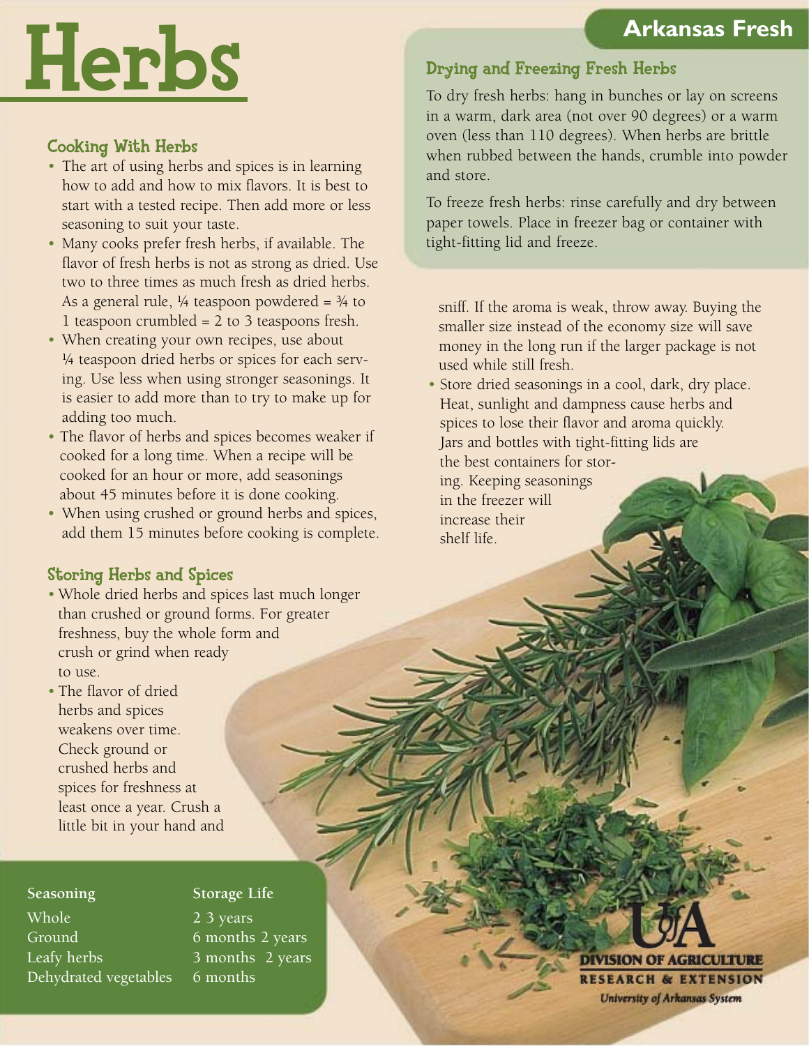# Herbs

## Cooking With Herbs

- The art of using herbs and spices is in learning how to add and how to mix flavors. It is best to start with a tested recipe. Then add more or less seasoning to suit your taste.
- Many cooks prefer fresh herbs, if available. The flavor of fresh herbs is not as strong as dried. Use two to three times as much fresh as dried herbs. As a general rule, ¼ teaspoon powdered = ¾ to 1 teaspoon crumbled = 2 to 3 teaspoons fresh.
- When creating your own recipes, use about ¼ teaspoon dried herbs or spices for each serving. Use less when using stronger seasonings. It is easier to add more than to try to make up for adding too much.
- The flavor of herbs and spices becomes weaker if cooked for a long time. When a recipe will be cooked for an hour or more, add seasonings about 45 minutes before it is done cooking.
- When using crushed or ground herbs and spices, add them 15 minutes before cooking is complete.

## Storing Herbs and Spices

- Whole dried herbs and spices last much longer than crushed or ground forms. For greater freshness, buy the whole form and crush or grind when ready to use.
- The flavor of dried herbs and spices weakens over time. Check ground or crushed herbs and spices for freshness at least once a year. Crush a little bit in your hand and sniff. If the aroma is weak, throw away. Buying the smaller size instead of the economy size will save money in the long run if the larger package is not used while still fresh.
- Store dried seasonings in a cool, dark, dry place. Heat, sunlight and dampness cause herbs and spices to lose their flavor and aroma quickly. Jars and bottles with tight-fitting lids are the best containers for storing. Keeping seasonings in the freezer will increase their shelf life.

| Seasoning | Storage Life |
| --- | --- |
| Whole | 2 3 years |
| Ground | 6 months 2 years |
| Leafy herbs | 3 months 2 years |
| Dehydrated vegetables | 6 months |

## Arkansas Fresh

### Drying and Freezing Fresh Herbs

To dry fresh herbs: hang in bunches or lay on screens in a warm, dark area (not over 90 degrees) or a warm oven (less than 110 degrees). When herbs are brittle when rubbed between the hands, crumble into powder and store.

To freeze fresh herbs: rinse carefully and dry between paper towels. Place in freezer bag or container with tight-fitting lid and freeze.

UofA DIVISION OF AGRICULTURE RESEARCH & EXTENSION
University of Arkansas System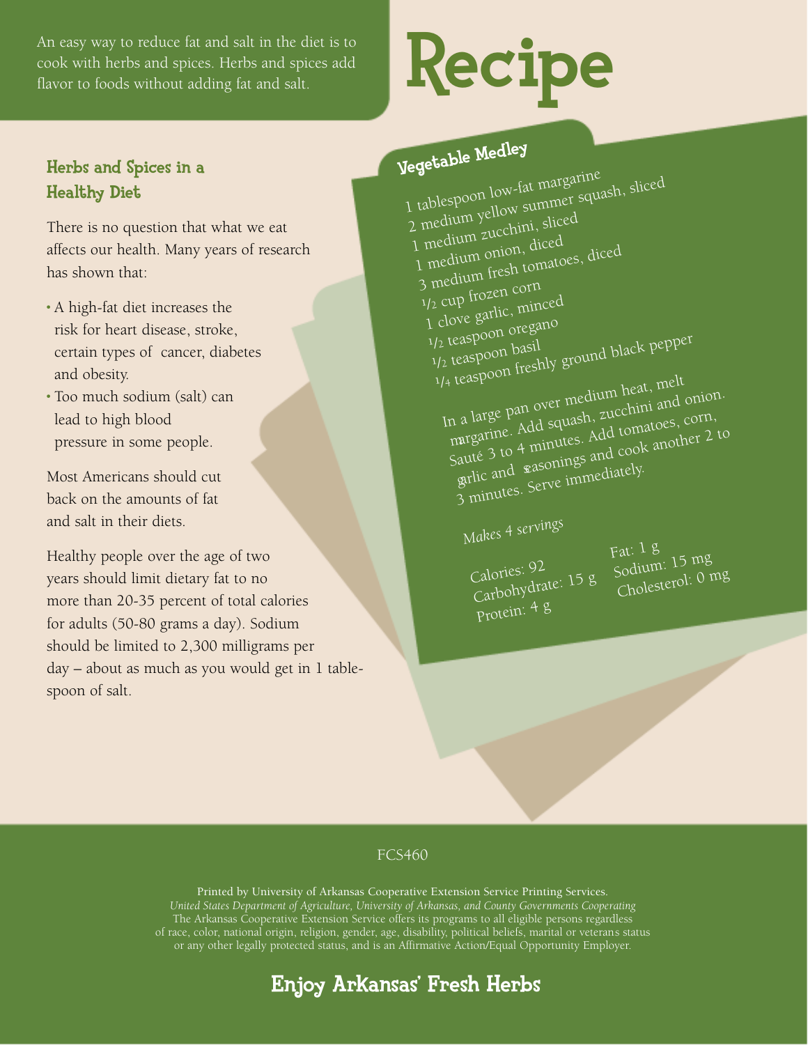An easy way to reduce fat and salt in the diet is to cook with herbs and spices. Herbs and spices add flavor to foods without adding fat and salt.

# Recipe

## Herbs and Spices in a Healthy Diet

There is no question that what we eat affects our health. Many years of research has shown that:

- A high-fat diet increases the risk for heart disease, stroke, certain types of cancer, diabetes and obesity.
- Too much sodium (salt) can lead to high blood pressure in some people.

Most Americans should cut back on the amounts of fat and salt in their diets.

Healthy people over the age of two years should limit dietary fat to no more than 20-35 percent of total calories for adults (50-80 grams a day). Sodium should be limited to 2,300 milligrams per day – about as much as you would get in 1 tablespoon of salt.

### Vegetable Medley

1 tablespoon low-fat margarine
2 medium yellow summer squash, sliced
1 medium zucchini, sliced
1 medium onion, diced
3 medium fresh tomatoes, diced
1/2 cup frozen corn
1 clove garlic, minced
1/2 teaspoon oregano
1/2 teaspoon basil
1/4 teaspoon freshly ground black pepper

In a large pan over medium heat, melt margarine. Add squash, zucchini and onion. Sauté 3 to 4 minutes. Add tomatoes, corn, garlic and seasonings and cook another 2 to 3 minutes. Serve immediately.

*Makes 4 servings*

Calories: 92
Carbohydrate: 15 g
Protein: 4 g
Fat: 1 g
Sodium: 15 mg
Cholesterol: 0 mg

FCS460

Printed by University of Arkansas Cooperative Extension Service Printing Services.
*United States Department of Agriculture, University of Arkansas, and County Governments Cooperating*
The Arkansas Cooperative Extension Service offers its programs to all eligible persons regardless of race, color, national origin, religion, gender, age, disability, political beliefs, marital or veteran status or any other legally protected status, and is an Affirmative Action/Equal Opportunity Employer.

**Enjoy Arkansas' Fresh Herbs**